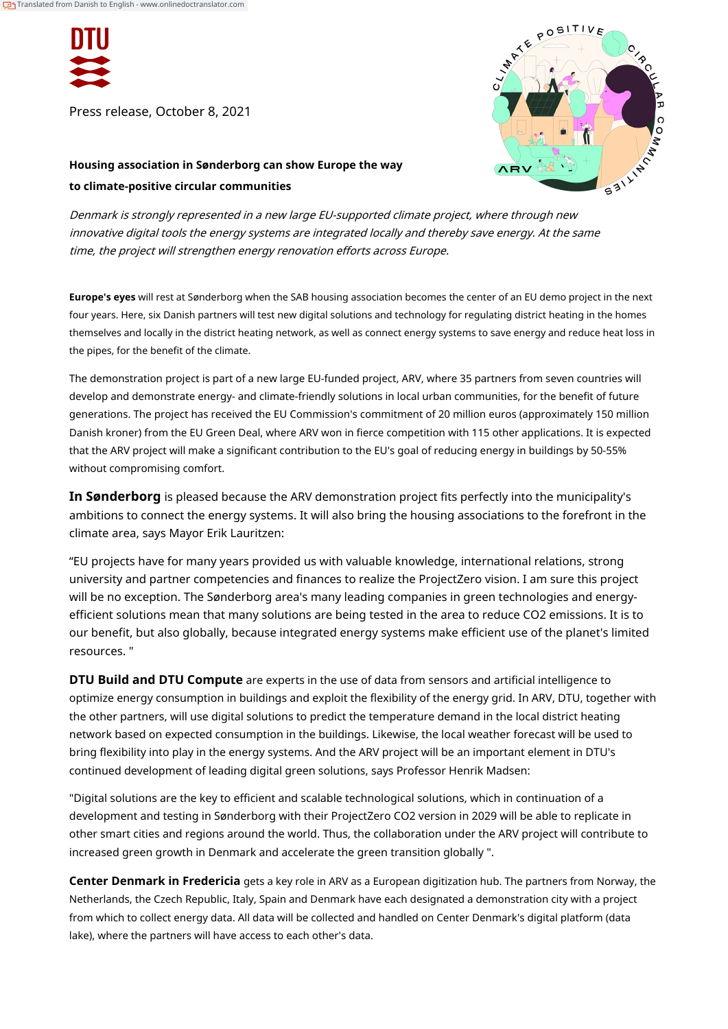Press release, October 8, 2021

## Housing association in Sønderborg can show Europe the way to climate-positive circular communities

*Denmark is strongly represented in a new large EU-supported climate project, where through new innovative digital tools the energy systems are integrated locally and thereby save energy. At the same time, the project will strengthen energy renovation efforts across Europe.*

**Europe's eyes** will rest at Sønderborg when the SAB housing association becomes the center of an EU demo project in the next four years. Here, six Danish partners will test new digital solutions and technology for regulating district heating in the homes themselves and locally in the district heating network, as well as connect energy systems to save energy and reduce heat loss in the pipes, for the benefit of the climate.

The demonstration project is part of a new large EU-funded project, ARV, where 35 partners from seven countries will develop and demonstrate energy- and climate-friendly solutions in local urban communities, for the benefit of future generations. The project has received the EU Commission's commitment of 20 million euros (approximately 150 million Danish kroner) from the EU Green Deal, where ARV won in fierce competition with 115 other applications. It is expected that the ARV project will make a significant contribution to the EU's goal of reducing energy in buildings by 50-55% without compromising comfort.

**In Sønderborg** is pleased because the ARV demonstration project fits perfectly into the municipality's ambitions to connect the energy systems. It will also bring the housing associations to the forefront in the climate area, says Mayor Erik Lauritzen:

“EU projects have for many years provided us with valuable knowledge, international relations, strong university and partner competencies and finances to realize the ProjectZero vision. I am sure this project will be no exception. The Sønderborg area's many leading companies in green technologies and energy-efficient solutions mean that many solutions are being tested in the area to reduce CO2 emissions. It is to our benefit, but also globally, because integrated energy systems make efficient use of the planet's limited resources. "

**DTU Build and DTU Compute** are experts in the use of data from sensors and artificial intelligence to optimize energy consumption in buildings and exploit the flexibility of the energy grid. In ARV, DTU, together with the other partners, will use digital solutions to predict the temperature demand in the local district heating network based on expected consumption in the buildings. Likewise, the local weather forecast will be used to bring flexibility into play in the energy systems. And the ARV project will be an important element in DTU's continued development of leading digital green solutions, says Professor Henrik Madsen:

"Digital solutions are the key to efficient and scalable technological solutions, which in continuation of a development and testing in Sønderborg with their ProjectZero CO2 version in 2029 will be able to replicate in other smart cities and regions around the world. Thus, the collaboration under the ARV project will contribute to increased green growth in Denmark and accelerate the green transition globally ".

**Center Denmark in Fredericia** gets a key role in ARV as a European digitization hub. The partners from Norway, the Netherlands, the Czech Republic, Italy, Spain and Denmark have each designated a demonstration city with a project from which to collect energy data. All data will be collected and handled on Center Denmark's digital platform (data lake), where the partners will have access to each other's data.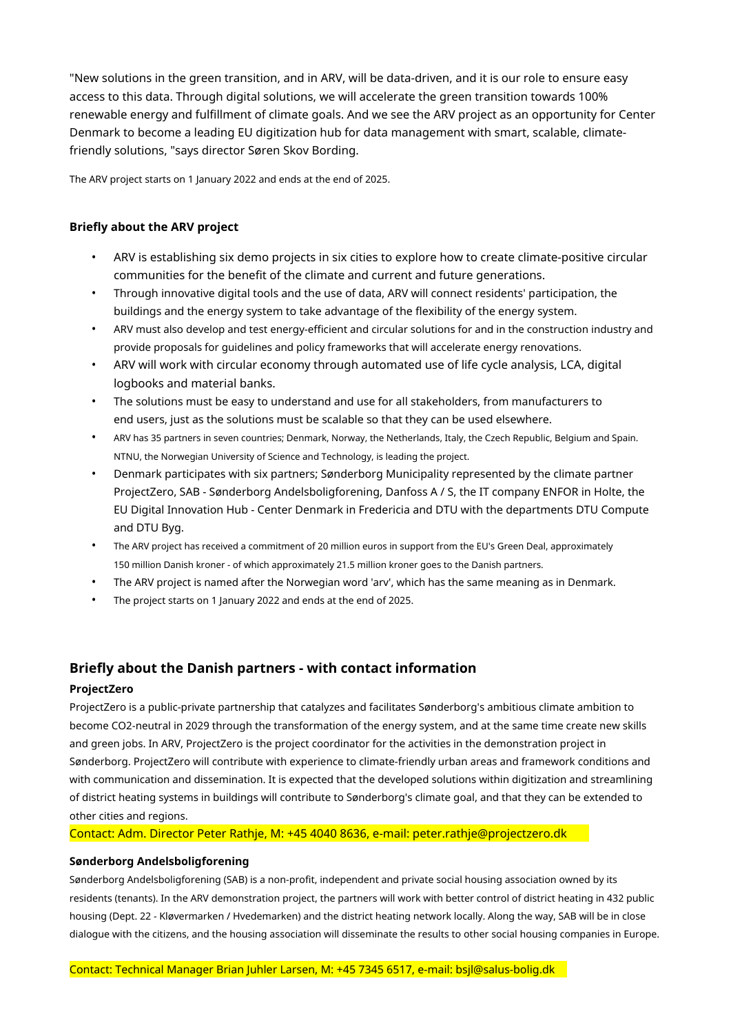"New solutions in the green transition, and in ARV, will be data-driven, and it is our role to ensure easy access to this data. Through digital solutions, we will accelerate the green transition towards 100% renewable energy and fulfillment of climate goals. And we see the ARV project as an opportunity for Center Denmark to become a leading EU digitization hub for data management with smart, scalable, climate-friendly solutions, "says director Søren Skov Bording.

The ARV project starts on 1 January 2022 and ends at the end of 2025.

**Briefly about the ARV project**

- ARV is establishing six demo projects in six cities to explore how to create climate-positive circular communities for the benefit of the climate and current and future generations.
- Through innovative digital tools and the use of data, ARV will connect residents' participation, the buildings and the energy system to take advantage of the flexibility of the energy system.
- ARV must also develop and test energy-efficient and circular solutions for and in the construction industry and provide proposals for guidelines and policy frameworks that will accelerate energy renovations.
- ARV will work with circular economy through automated use of life cycle analysis, LCA, digital logbooks and material banks.
- The solutions must be easy to understand and use for all stakeholders, from manufacturers to end users, just as the solutions must be scalable so that they can be used elsewhere.
- ARV has 35 partners in seven countries; Denmark, Norway, the Netherlands, Italy, the Czech Republic, Belgium and Spain. NTNU, the Norwegian University of Science and Technology, is leading the project.
- Denmark participates with six partners; Sønderborg Municipality represented by the climate partner ProjectZero, SAB - Sønderborg Andelsboligforening, Danfoss A / S, the IT company ENFOR in Holte, the EU Digital Innovation Hub - Center Denmark in Fredericia and DTU with the departments DTU Compute and DTU Byg.
- The ARV project has received a commitment of 20 million euros in support from the EU's Green Deal, approximately 150 million Danish kroner - of which approximately 21.5 million kroner goes to the Danish partners.
- The ARV project is named after the Norwegian word 'arv', which has the same meaning as in Denmark.
- The project starts on 1 January 2022 and ends at the end of 2025.

## Briefly about the Danish partners - with contact information

**ProjectZero**

ProjectZero is a public-private partnership that catalyzes and facilitates Sønderborg's ambitious climate ambition to become CO2-neutral in 2029 through the transformation of the energy system, and at the same time create new skills and green jobs. In ARV, ProjectZero is the project coordinator for the activities in the demonstration project in Sønderborg. ProjectZero will contribute with experience to climate-friendly urban areas and framework conditions and with communication and dissemination. It is expected that the developed solutions within digitization and streamlining of district heating systems in buildings will contribute to Sønderborg's climate goal, and that they can be extended to other cities and regions.

Contact: Adm. Director Peter Rathje, M: +45 4040 8636, e-mail: peter.rathje@projectzero.dk

**Sønderborg Andelsboligforening**

Sønderborg Andelsboligforening (SAB) is a non-profit, independent and private social housing association owned by its residents (tenants). In the ARV demonstration project, the partners will work with better control of district heating in 432 public housing (Dept. 22 - Kløvermarken / Hvedemarken) and the district heating network locally. Along the way, SAB will be in close dialogue with the citizens, and the housing association will disseminate the results to other social housing companies in Europe.

Contact: Technical Manager Brian Juhler Larsen, M: +45 7345 6517, e-mail: bsjl@salus-bolig.dk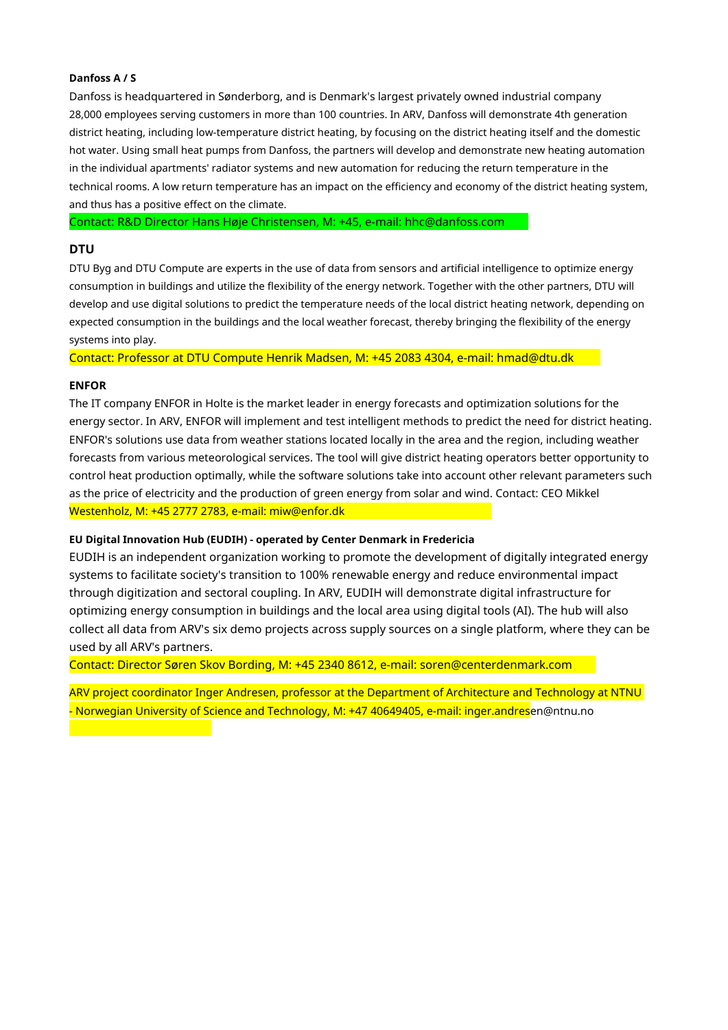**Danfoss A / S**

Danfoss is headquartered in Sønderborg, and is Denmark's largest privately owned industrial company 28,000 employees serving customers in more than 100 countries. In ARV, Danfoss will demonstrate 4th generation district heating, including low-temperature district heating, by focusing on the district heating itself and the domestic hot water. Using small heat pumps from Danfoss, the partners will develop and demonstrate new heating automation in the individual apartments' radiator systems and new automation for reducing the return temperature in the technical rooms. A low return temperature has an impact on the efficiency and economy of the district heating system, and thus has a positive effect on the climate.

Contact: R&D Director Hans Høje Christensen, M: +45, e-mail: hhc@danfoss.com

### DTU

DTU Byg and DTU Compute are experts in the use of data from sensors and artificial intelligence to optimize energy consumption in buildings and utilize the flexibility of the energy network. Together with the other partners, DTU will develop and use digital solutions to predict the temperature needs of the local district heating network, depending on expected consumption in the buildings and the local weather forecast, thereby bringing the flexibility of the energy systems into play.

Contact: Professor at DTU Compute Henrik Madsen, M: +45 2083 4304, e-mail: hmad@dtu.dk

**ENFOR**

The IT company ENFOR in Holte is the market leader in energy forecasts and optimization solutions for the energy sector. In ARV, ENFOR will implement and test intelligent methods to predict the need for district heating. ENFOR's solutions use data from weather stations located locally in the area and the region, including weather forecasts from various meteorological services. The tool will give district heating operators better opportunity to control heat production optimally, while the software solutions take into account other relevant parameters such as the price of electricity and the production of green energy from solar and wind. Contact: CEO Mikkel Westenholz, M: +45 2777 2783, e-mail: miw@enfor.dk

**EU Digital Innovation Hub (EUDIH) - operated by Center Denmark in Fredericia**

EUDIH is an independent organization working to promote the development of digitally integrated energy systems to facilitate society's transition to 100% renewable energy and reduce environmental impact through digitization and sectoral coupling. In ARV, EUDIH will demonstrate digital infrastructure for optimizing energy consumption in buildings and the local area using digital tools (AI). The hub will also collect all data from ARV's six demo projects across supply sources on a single platform, where they can be used by all ARV's partners.

Contact: Director Søren Skov Bording, M: +45 2340 8612, e-mail: soren@centerdenmark.com

ARV project coordinator Inger Andresen, professor at the Department of Architecture and Technology at NTNU - Norwegian University of Science and Technology, M: +47 40649405, e-mail: inger.andresen@ntnu.no